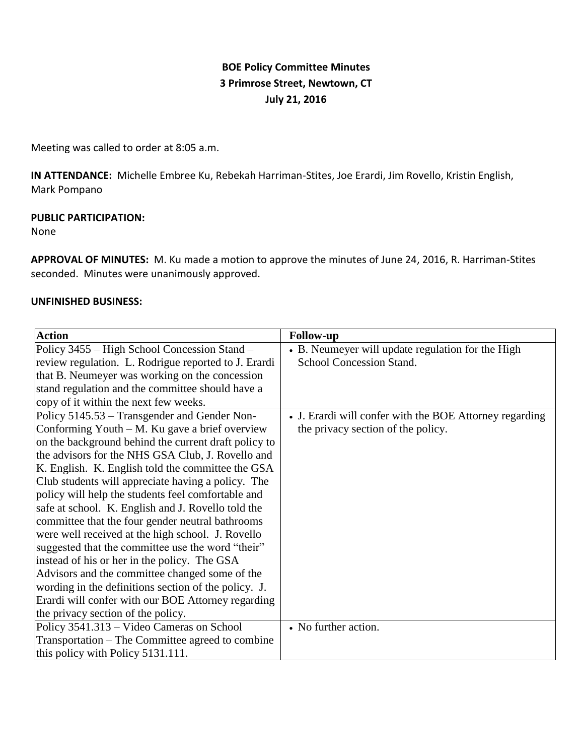# BOE Policy Committee Minutes
## 3 Primrose Street, Newtown, CT
## July 21, 2016

Meeting was called to order at 8:05 a.m.

**IN ATTENDANCE:** Michelle Embree Ku, Rebekah Harriman-Stites, Joe Erardi, Jim Rovello, Kristin English, Mark Pompano

**PUBLIC PARTICIPATION:**
None

**APPROVAL OF MINUTES:** M. Ku made a motion to approve the minutes of June 24, 2016, R. Harriman-Stites seconded. Minutes were unanimously approved.

**UNFINISHED BUSINESS:**

| Action | Follow-up |
|---|---|
| Policy 3455 – High School Concession Stand – review regulation. L. Rodrigue reported to J. Erardi that B. Neumeyer was working on the concession stand regulation and the committee should have a copy of it within the next few weeks. | • B. Neumeyer will update regulation for the High School Concession Stand. |
| Policy 5145.53 – Transgender and Gender Non-Conforming Youth – M. Ku gave a brief overview on the background behind the current draft policy to the advisors for the NHS GSA Club, J. Rovello and K. English. K. English told the committee the GSA Club students will appreciate having a policy. The policy will help the students feel comfortable and safe at school. K. English and J. Rovello told the committee that the four gender neutral bathrooms were well received at the high school. J. Rovello suggested that the committee use the word "their" instead of his or her in the policy. The GSA Advisors and the committee changed some of the wording in the definitions section of the policy. J. Erardi will confer with our BOE Attorney regarding the privacy section of the policy. | • J. Erardi will confer with the BOE Attorney regarding the privacy section of the policy. |
| Policy 3541.313 – Video Cameras on School Transportation – The Committee agreed to combine this policy with Policy 5131.111. | • No further action. |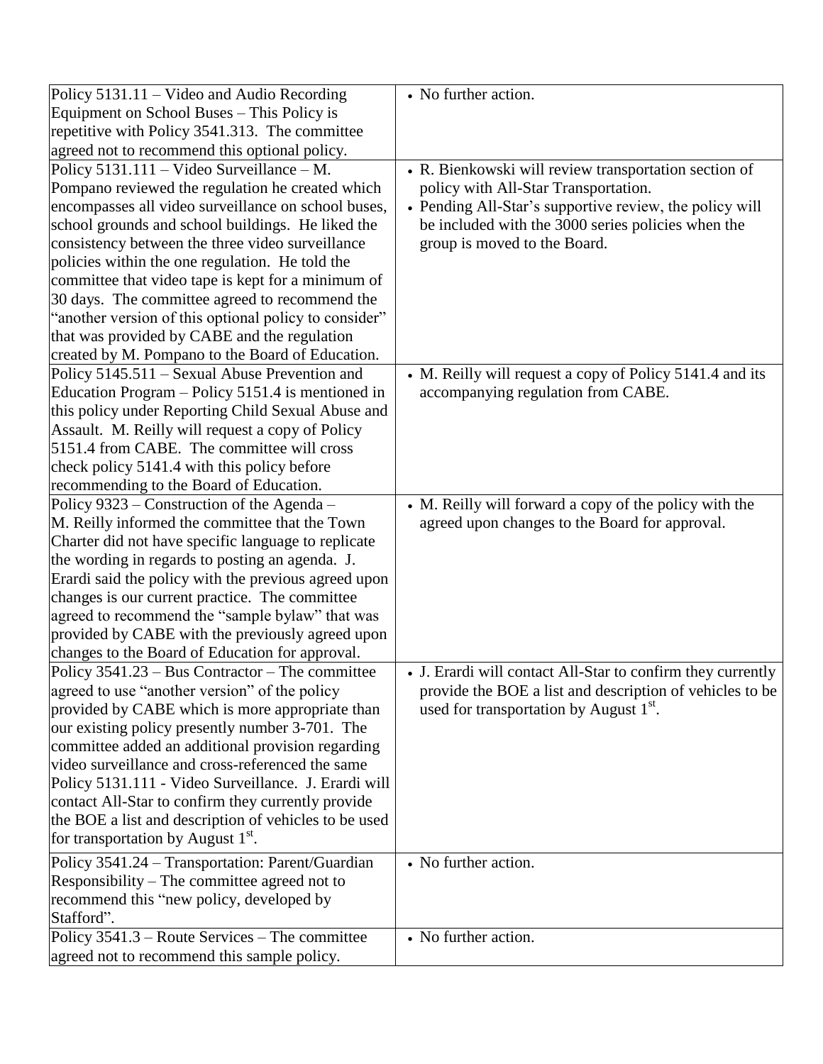| | |
|---|---|
| Policy 5131.11 – Video and Audio Recording Equipment on School Buses – This Policy is repetitive with Policy 3541.313. The committee agreed not to recommend this optional policy. | • No further action. |
| Policy 5131.111 – Video Surveillance – M. Pompano reviewed the regulation he created which encompasses all video surveillance on school buses, school grounds and school buildings. He liked the consistency between the three video surveillance policies within the one regulation. He told the committee that video tape is kept for a minimum of 30 days. The committee agreed to recommend the "another version of this optional policy to consider" that was provided by CABE and the regulation created by M. Pompano to the Board of Education. | • R. Bienkowski will review transportation section of policy with All-Star Transportation.<br>• Pending All-Star's supportive review, the policy will be included with the 3000 series policies when the group is moved to the Board. |
| Policy 5145.511 – Sexual Abuse Prevention and Education Program – Policy 5151.4 is mentioned in this policy under Reporting Child Sexual Abuse and Assault. M. Reilly will request a copy of Policy 5151.4 from CABE. The committee will cross check policy 5141.4 with this policy before recommending to the Board of Education. | • M. Reilly will request a copy of Policy 5141.4 and its accompanying regulation from CABE. |
| Policy 9323 – Construction of the Agenda – M. Reilly informed the committee that the Town Charter did not have specific language to replicate the wording in regards to posting an agenda. J. Erardi said the policy with the previous agreed upon changes is our current practice. The committee agreed to recommend the "sample bylaw" that was provided by CABE with the previously agreed upon changes to the Board of Education for approval. | • M. Reilly will forward a copy of the policy with the agreed upon changes to the Board for approval. |
| Policy 3541.23 – Bus Contractor – The committee agreed to use "another version" of the policy provided by CABE which is more appropriate than our existing policy presently number 3-701. The committee added an additional provision regarding video surveillance and cross-referenced the same Policy 5131.111 - Video Surveillance. J. Erardi will contact All-Star to confirm they currently provide the BOE a list and description of vehicles to be used for transportation by August 1st. | • J. Erardi will contact All-Star to confirm they currently provide the BOE a list and description of vehicles to be used for transportation by August 1st. |
| Policy 3541.24 – Transportation: Parent/Guardian Responsibility – The committee agreed not to recommend this "new policy, developed by Stafford". | • No further action. |
| Policy 3541.3 – Route Services – The committee agreed not to recommend this sample policy. | • No further action. |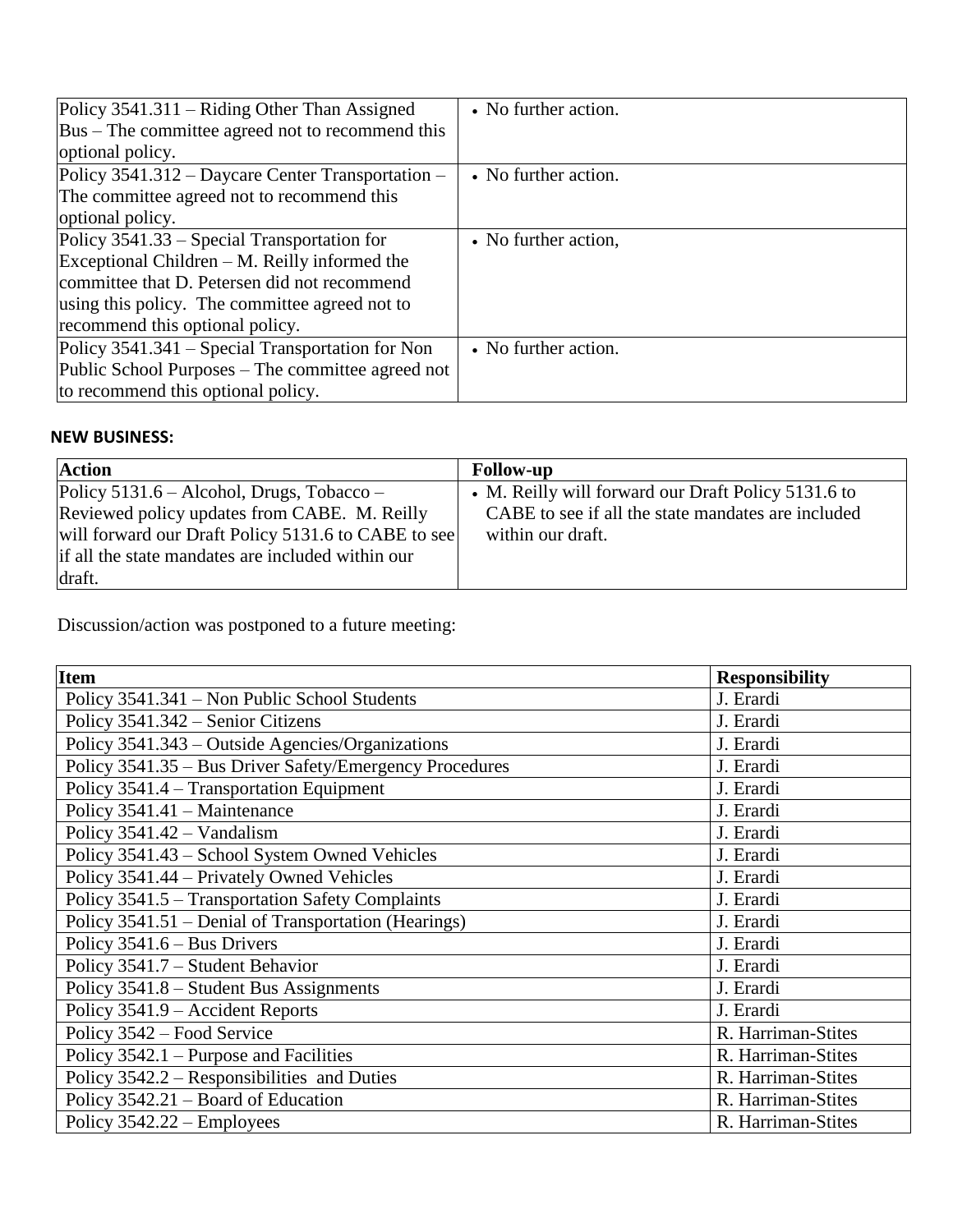| | |
|---|---|
| Policy 3541.311 – Riding Other Than Assigned Bus – The committee agreed not to recommend this optional policy. | • No further action. |
| Policy 3541.312 – Daycare Center Transportation – The committee agreed not to recommend this optional policy. | • No further action. |
| Policy 3541.33 – Special Transportation for Exceptional Children – M. Reilly informed the committee that D. Petersen did not recommend using this policy. The committee agreed not to recommend this optional policy. | • No further action, |
| Policy 3541.341 – Special Transportation for Non Public School Purposes – The committee agreed not to recommend this optional policy. | • No further action. |

**NEW BUSINESS:**

| Action | Follow-up |
|---|---|
| Policy 5131.6 – Alcohol, Drugs, Tobacco – Reviewed policy updates from CABE. M. Reilly will forward our Draft Policy 5131.6 to CABE to see if all the state mandates are included within our draft. | • M. Reilly will forward our Draft Policy 5131.6 to CABE to see if all the state mandates are included within our draft. |

Discussion/action was postponed to a future meeting:

| Item | Responsibility |
|---|---|
| Policy 3541.341 – Non Public School Students | J. Erardi |
| Policy 3541.342 – Senior Citizens | J. Erardi |
| Policy 3541.343 – Outside Agencies/Organizations | J. Erardi |
| Policy 3541.35 – Bus Driver Safety/Emergency Procedures | J. Erardi |
| Policy 3541.4 – Transportation Equipment | J. Erardi |
| Policy 3541.41 – Maintenance | J. Erardi |
| Policy 3541.42 – Vandalism | J. Erardi |
| Policy 3541.43 – School System Owned Vehicles | J. Erardi |
| Policy 3541.44 – Privately Owned Vehicles | J. Erardi |
| Policy 3541.5 – Transportation Safety Complaints | J. Erardi |
| Policy 3541.51 – Denial of Transportation (Hearings) | J. Erardi |
| Policy 3541.6 – Bus Drivers | J. Erardi |
| Policy 3541.7 – Student Behavior | J. Erardi |
| Policy 3541.8 – Student Bus Assignments | J. Erardi |
| Policy 3541.9 – Accident Reports | J. Erardi |
| Policy 3542 – Food Service | R. Harriman-Stites |
| Policy 3542.1 – Purpose and Facilities | R. Harriman-Stites |
| Policy 3542.2 – Responsibilities and Duties | R. Harriman-Stites |
| Policy 3542.21 – Board of Education | R. Harriman-Stites |
| Policy 3542.22 – Employees | R. Harriman-Stites |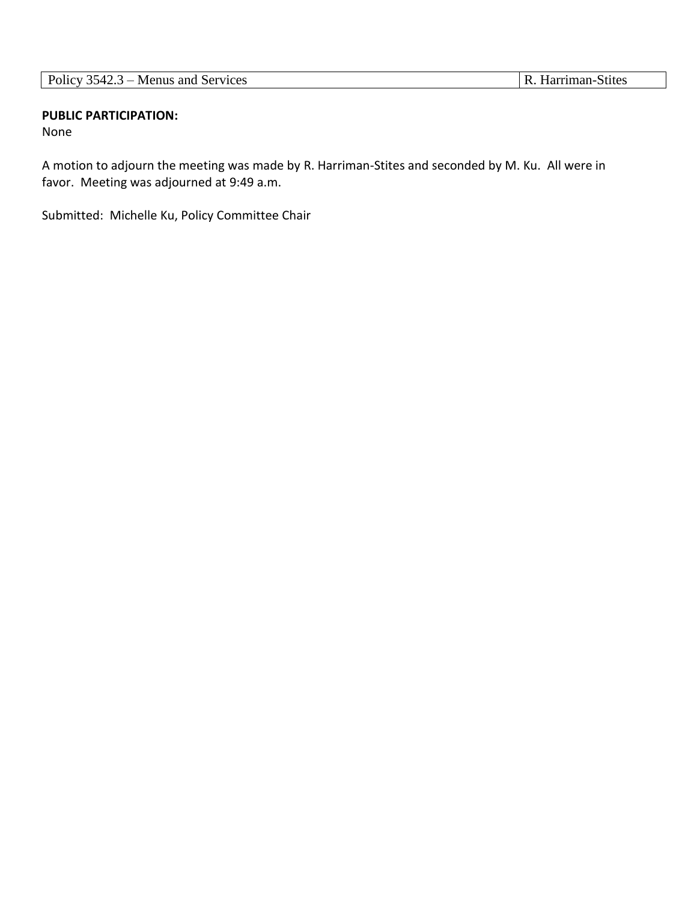| | |
|---|---|
| Policy 3542.3 – Menus and Services | R. Harriman-Stites |

**PUBLIC PARTICIPATION:**
None

A motion to adjourn the meeting was made by R. Harriman-Stites and seconded by M. Ku. All were in favor. Meeting was adjourned at 9:49 a.m.

Submitted: Michelle Ku, Policy Committee Chair